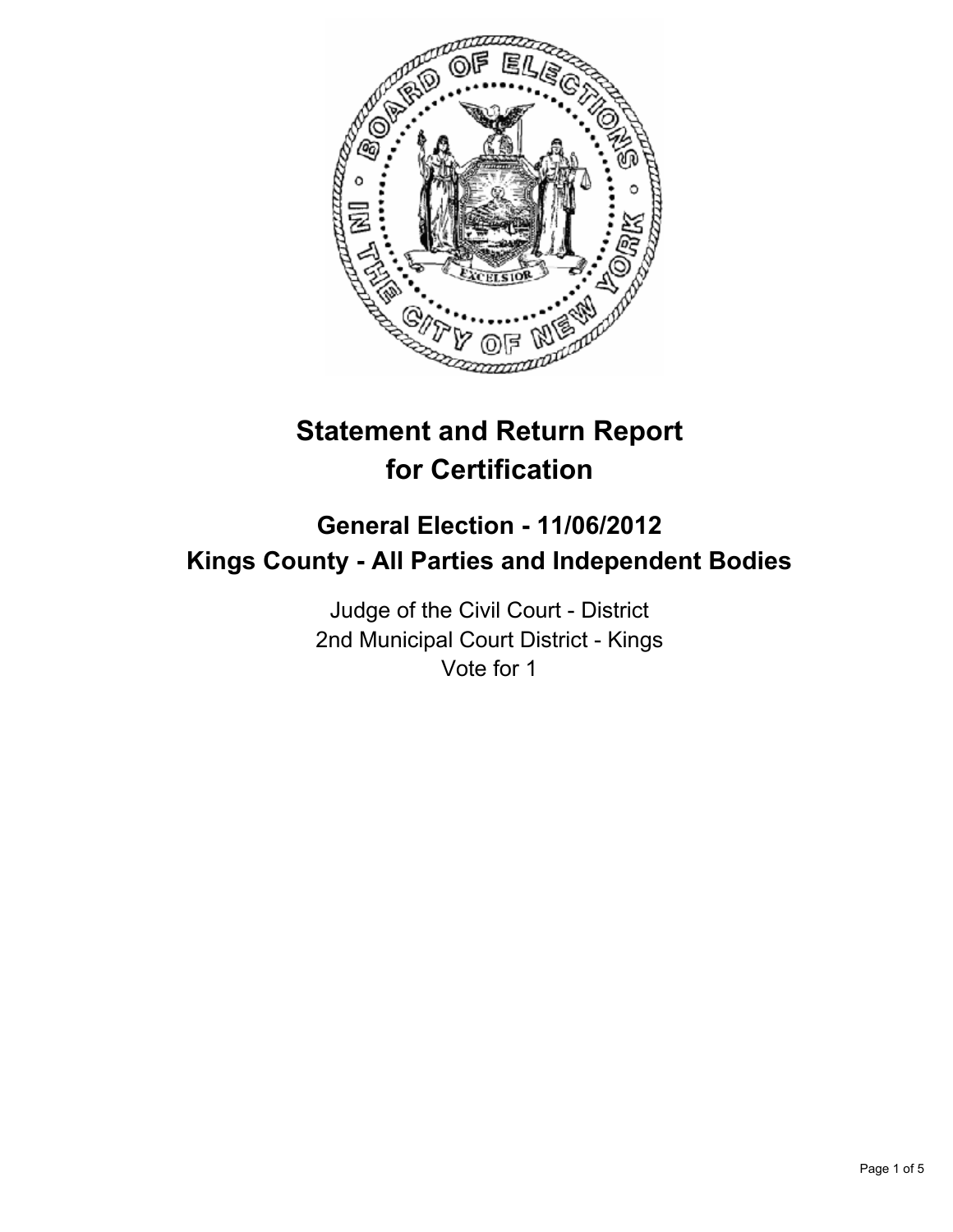# Statement and Return Report for Certification

## General Election - 11/06/2012
## Kings County - All Parties and Independent Bodies

Judge of the Civil Court - District
2nd Municipal Court District - Kings
Vote for 1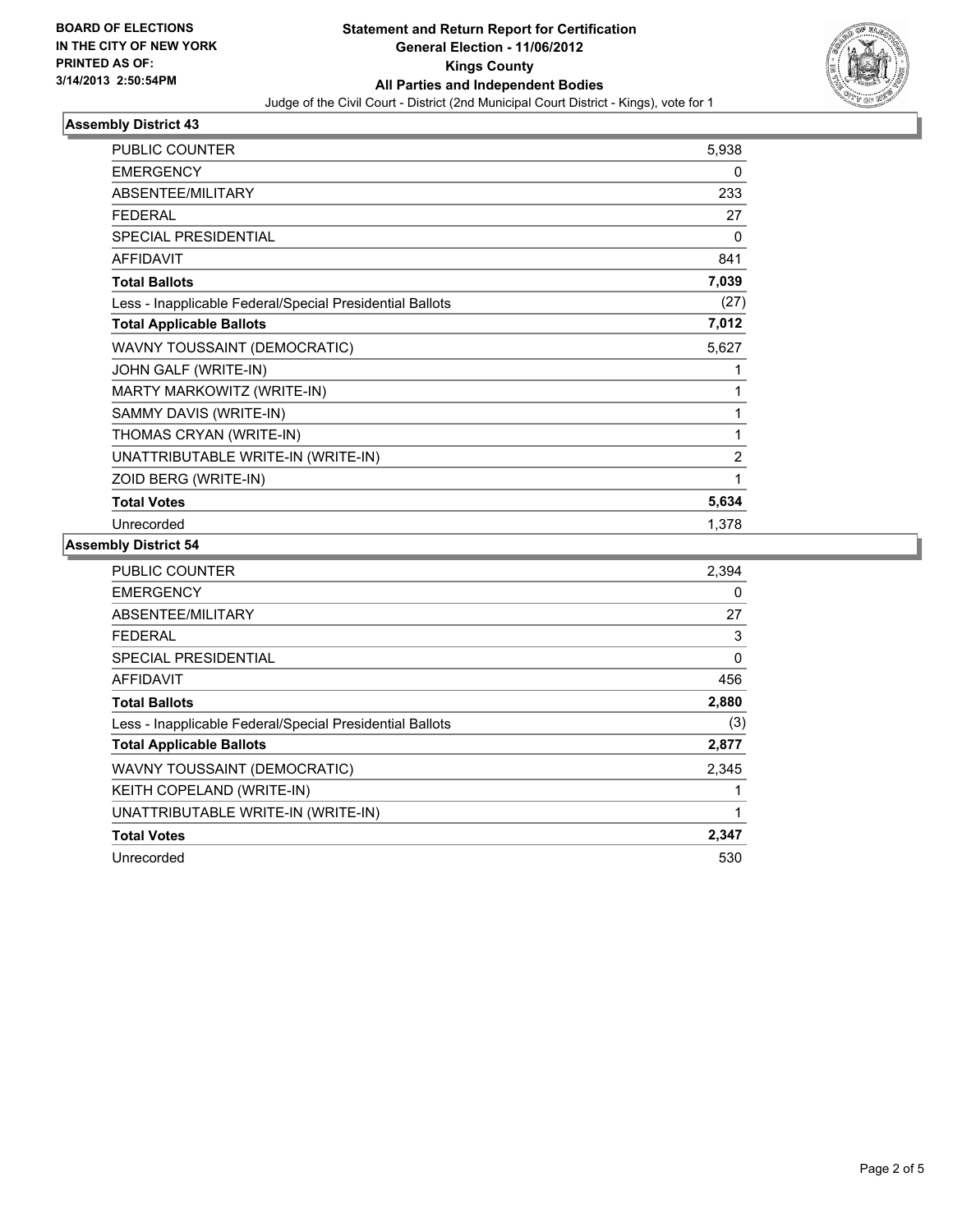**BOARD OF ELECTIONS IN THE CITY OF NEW YORK PRINTED AS OF: 3/14/2013 2:50:54PM**

# Statement and Return Report for Certification
## General Election - 11/06/2012
## Kings County
## All Parties and Independent Bodies
Judge of the Civil Court - District (2nd Municipal Court District - Kings), vote for 1

### Assembly District 43

| | |
|---|---|
| PUBLIC COUNTER | 5,938 |
| EMERGENCY | 0 |
| ABSENTEE/MILITARY | 233 |
| FEDERAL | 27 |
| SPECIAL PRESIDENTIAL | 0 |
| AFFIDAVIT | 841 |
| **Total Ballots** | **7,039** |
| Less - Inapplicable Federal/Special Presidential Ballots | (27) |
| **Total Applicable Ballots** | **7,012** |
| WAVNY TOUSSAINT (DEMOCRATIC) | 5,627 |
| JOHN GALF (WRITE-IN) | 1 |
| MARTY MARKOWITZ (WRITE-IN) | 1 |
| SAMMY DAVIS (WRITE-IN) | 1 |
| THOMAS CRYAN (WRITE-IN) | 1 |
| UNATTRIBUTABLE WRITE-IN (WRITE-IN) | 2 |
| ZOID BERG (WRITE-IN) | 1 |
| **Total Votes** | **5,634** |
| Unrecorded | 1,378 |

### Assembly District 54

| | |
|---|---|
| PUBLIC COUNTER | 2,394 |
| EMERGENCY | 0 |
| ABSENTEE/MILITARY | 27 |
| FEDERAL | 3 |
| SPECIAL PRESIDENTIAL | 0 |
| AFFIDAVIT | 456 |
| **Total Ballots** | **2,880** |
| Less - Inapplicable Federal/Special Presidential Ballots | (3) |
| **Total Applicable Ballots** | **2,877** |
| WAVNY TOUSSAINT (DEMOCRATIC) | 2,345 |
| KEITH COPELAND (WRITE-IN) | 1 |
| UNATTRIBUTABLE WRITE-IN (WRITE-IN) | 1 |
| **Total Votes** | **2,347** |
| Unrecorded | 530 |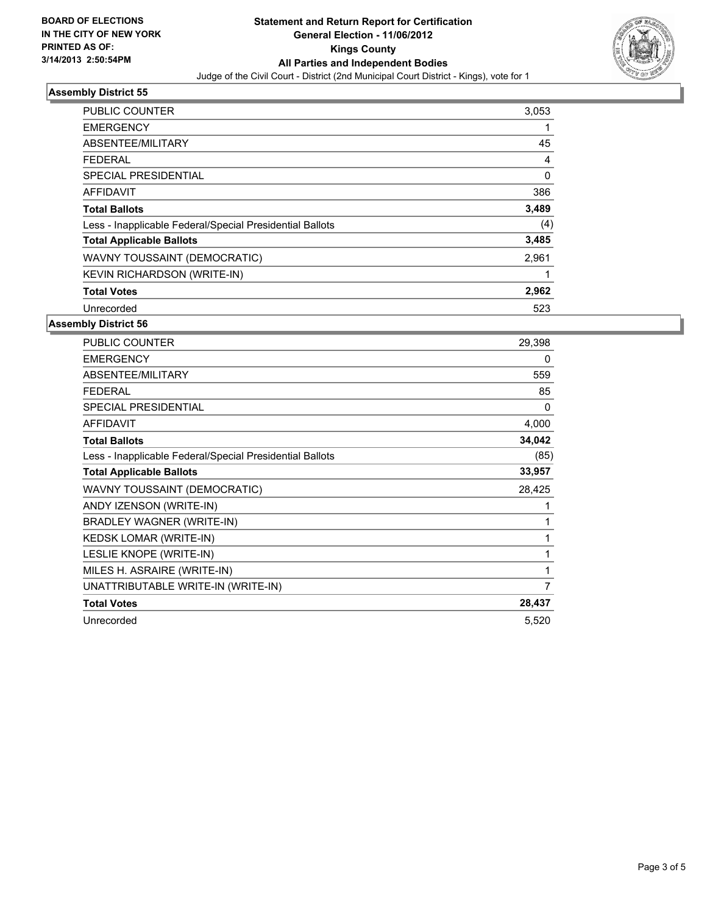BOARD OF ELECTIONS
IN THE CITY OF NEW YORK
PRINTED AS OF:
3/14/2013 2:50:54PM

# Statement and Return Report for Certification
## General Election - 11/06/2012
## Kings County
## All Parties and Independent Bodies

Judge of the Civil Court - District (2nd Municipal Court District - Kings), vote for 1

### Assembly District 55

| | |
|---|---|
| PUBLIC COUNTER | 3,053 |
| EMERGENCY | 1 |
| ABSENTEE/MILITARY | 45 |
| FEDERAL | 4 |
| SPECIAL PRESIDENTIAL | 0 |
| AFFIDAVIT | 386 |
| **Total Ballots** | **3,489** |
| Less - Inapplicable Federal/Special Presidential Ballots | (4) |
| **Total Applicable Ballots** | **3,485** |
| WAVNY TOUSSAINT (DEMOCRATIC) | 2,961 |
| KEVIN RICHARDSON (WRITE-IN) | 1 |
| **Total Votes** | **2,962** |
| Unrecorded | 523 |

### Assembly District 56

| | |
|---|---|
| PUBLIC COUNTER | 29,398 |
| EMERGENCY | 0 |
| ABSENTEE/MILITARY | 559 |
| FEDERAL | 85 |
| SPECIAL PRESIDENTIAL | 0 |
| AFFIDAVIT | 4,000 |
| **Total Ballots** | **34,042** |
| Less - Inapplicable Federal/Special Presidential Ballots | (85) |
| **Total Applicable Ballots** | **33,957** |
| WAVNY TOUSSAINT (DEMOCRATIC) | 28,425 |
| ANDY IZENSON (WRITE-IN) | 1 |
| BRADLEY WAGNER (WRITE-IN) | 1 |
| KEDSK LOMAR (WRITE-IN) | 1 |
| LESLIE KNOPE (WRITE-IN) | 1 |
| MILES H. ASRAIRE (WRITE-IN) | 1 |
| UNATTRIBUTABLE WRITE-IN (WRITE-IN) | 7 |
| **Total Votes** | **28,437** |
| Unrecorded | 5,520 |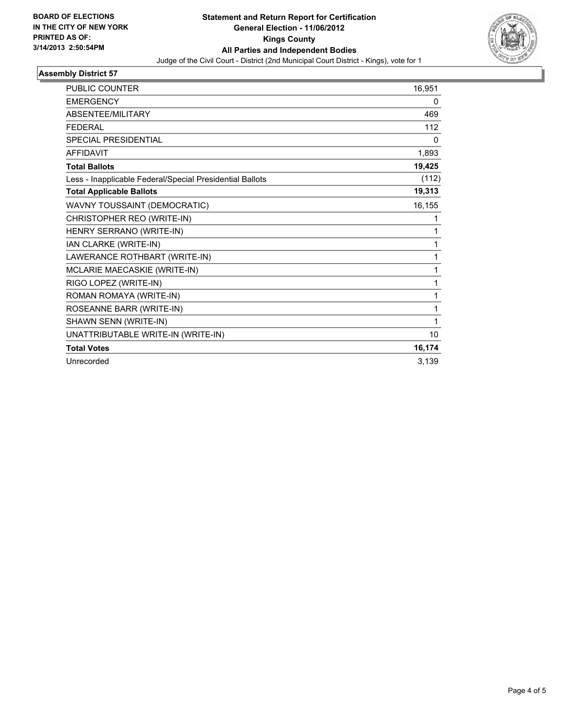**BOARD OF ELECTIONS IN THE CITY OF NEW YORK PRINTED AS OF: 3/14/2013 2:50:54PM**

**Statement and Return Report for Certification**
**General Election - 11/06/2012**
**Kings County**
**All Parties and Independent Bodies**
Judge of the Civil Court - District (2nd Municipal Court District - Kings), vote for 1

### Assembly District 57

| | |
|---|---|
| PUBLIC COUNTER | 16,951 |
| EMERGENCY | 0 |
| ABSENTEE/MILITARY | 469 |
| FEDERAL | 112 |
| SPECIAL PRESIDENTIAL | 0 |
| AFFIDAVIT | 1,893 |
| **Total Ballots** | **19,425** |
| Less - Inapplicable Federal/Special Presidential Ballots | (112) |
| **Total Applicable Ballots** | **19,313** |
| WAVNY TOUSSAINT (DEMOCRATIC) | 16,155 |
| CHRISTOPHER REO (WRITE-IN) | 1 |
| HENRY SERRANO (WRITE-IN) | 1 |
| IAN CLARKE (WRITE-IN) | 1 |
| LAWERANCE ROTHBART (WRITE-IN) | 1 |
| MCLARIE MAECASKIE (WRITE-IN) | 1 |
| RIGO LOPEZ (WRITE-IN) | 1 |
| ROMAN ROMAYA (WRITE-IN) | 1 |
| ROSEANNE BARR (WRITE-IN) | 1 |
| SHAWN SENN (WRITE-IN) | 1 |
| UNATTRIBUTABLE WRITE-IN (WRITE-IN) | 10 |
| **Total Votes** | **16,174** |
| Unrecorded | 3,139 |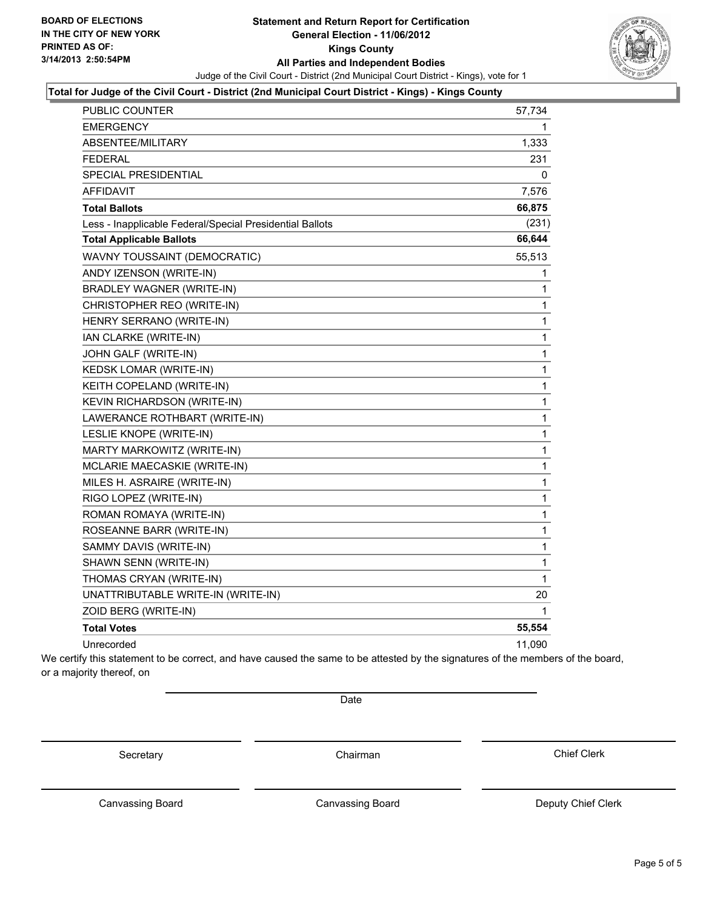**BOARD OF ELECTIONS IN THE CITY OF NEW YORK PRINTED AS OF: 3/14/2013 2:50:54PM**

# Statement and Return Report for Certification
## General Election - 11/06/2012
## Kings County
## All Parties and Independent Bodies

Judge of the Civil Court - District (2nd Municipal Court District - Kings), vote for 1

### Total for Judge of the Civil Court - District (2nd Municipal Court District - Kings) - Kings County

| | |
|---|---|
| PUBLIC COUNTER | 57,734 |
| EMERGENCY | 1 |
| ABSENTEE/MILITARY | 1,333 |
| FEDERAL | 231 |
| SPECIAL PRESIDENTIAL | 0 |
| AFFIDAVIT | 7,576 |
| **Total Ballots** | **66,875** |
| Less - Inapplicable Federal/Special Presidential Ballots | (231) |
| **Total Applicable Ballots** | **66,644** |
| WAVNY TOUSSAINT (DEMOCRATIC) | 55,513 |
| ANDY IZENSON (WRITE-IN) | 1 |
| BRADLEY WAGNER (WRITE-IN) | 1 |
| CHRISTOPHER REO (WRITE-IN) | 1 |
| HENRY SERRANO (WRITE-IN) | 1 |
| IAN CLARKE (WRITE-IN) | 1 |
| JOHN GALF (WRITE-IN) | 1 |
| KEDSK LOMAR (WRITE-IN) | 1 |
| KEITH COPELAND (WRITE-IN) | 1 |
| KEVIN RICHARDSON (WRITE-IN) | 1 |
| LAWERANCE ROTHBART (WRITE-IN) | 1 |
| LESLIE KNOPE (WRITE-IN) | 1 |
| MARTY MARKOWITZ (WRITE-IN) | 1 |
| MCLARIE MAECASKIE (WRITE-IN) | 1 |
| MILES H. ASRAIRE (WRITE-IN) | 1 |
| RIGO LOPEZ (WRITE-IN) | 1 |
| ROMAN ROMAYA (WRITE-IN) | 1 |
| ROSEANNE BARR (WRITE-IN) | 1 |
| SAMMY DAVIS (WRITE-IN) | 1 |
| SHAWN SENN (WRITE-IN) | 1 |
| THOMAS CRYAN (WRITE-IN) | 1 |
| UNATTRIBUTABLE WRITE-IN (WRITE-IN) | 20 |
| ZOID BERG (WRITE-IN) | 1 |
| **Total Votes** | **55,554** |
| Unrecorded | 11,090 |

We certify this statement to be correct, and have caused the same to be attested by the signatures of the members of the board, or a majority thereof, on

Date

| | | |
|---|---|---|
| Secretary | Chairman | Chief Clerk |
| Canvassing Board | Canvassing Board | Deputy Chief Clerk |